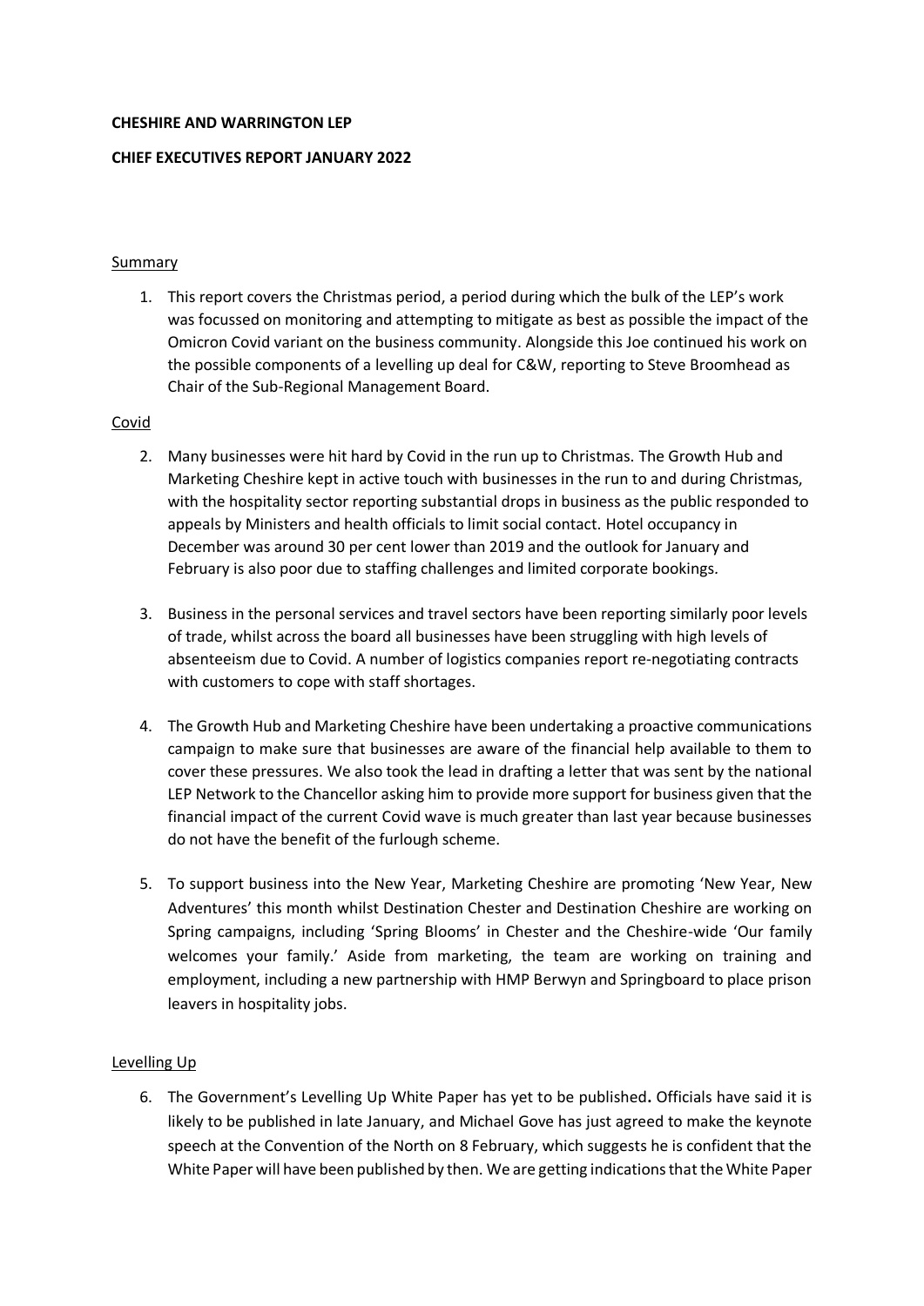**CHESHIRE AND WARRINGTON LEP**

**CHIEF EXECUTIVES REPORT JANUARY 2022**

## Summary

1. This report covers the Christmas period, a period during which the bulk of the LEP's work was focussed on monitoring and attempting to mitigate as best as possible the impact of the Omicron Covid variant on the business community. Alongside this Joe continued his work on the possible components of a levelling up deal for C&W, reporting to Steve Broomhead as Chair of the Sub-Regional Management Board.

## Covid

2. Many businesses were hit hard by Covid in the run up to Christmas. The Growth Hub and Marketing Cheshire kept in active touch with businesses in the run to and during Christmas, with the hospitality sector reporting substantial drops in business as the public responded to appeals by Ministers and health officials to limit social contact. Hotel occupancy in December was around 30 per cent lower than 2019 and the outlook for January and February is also poor due to staffing challenges and limited corporate bookings.

3. Business in the personal services and travel sectors have been reporting similarly poor levels of trade, whilst across the board all businesses have been struggling with high levels of absenteeism due to Covid. A number of logistics companies report re-negotiating contracts with customers to cope with staff shortages.

4. The Growth Hub and Marketing Cheshire have been undertaking a proactive communications campaign to make sure that businesses are aware of the financial help available to them to cover these pressures. We also took the lead in drafting a letter that was sent by the national LEP Network to the Chancellor asking him to provide more support for business given that the financial impact of the current Covid wave is much greater than last year because businesses do not have the benefit of the furlough scheme.

5. To support business into the New Year, Marketing Cheshire are promoting 'New Year, New Adventures' this month whilst Destination Chester and Destination Cheshire are working on Spring campaigns, including 'Spring Blooms' in Chester and the Cheshire-wide 'Our family welcomes your family.' Aside from marketing, the team are working on training and employment, including a new partnership with HMP Berwyn and Springboard to place prison leavers in hospitality jobs.

## Levelling Up

6. The Government's Levelling Up White Paper has yet to be published**.** Officials have said it is likely to be published in late January, and Michael Gove has just agreed to make the keynote speech at the Convention of the North on 8 February, which suggests he is confident that the White Paper will have been published by then. We are getting indications that the White Paper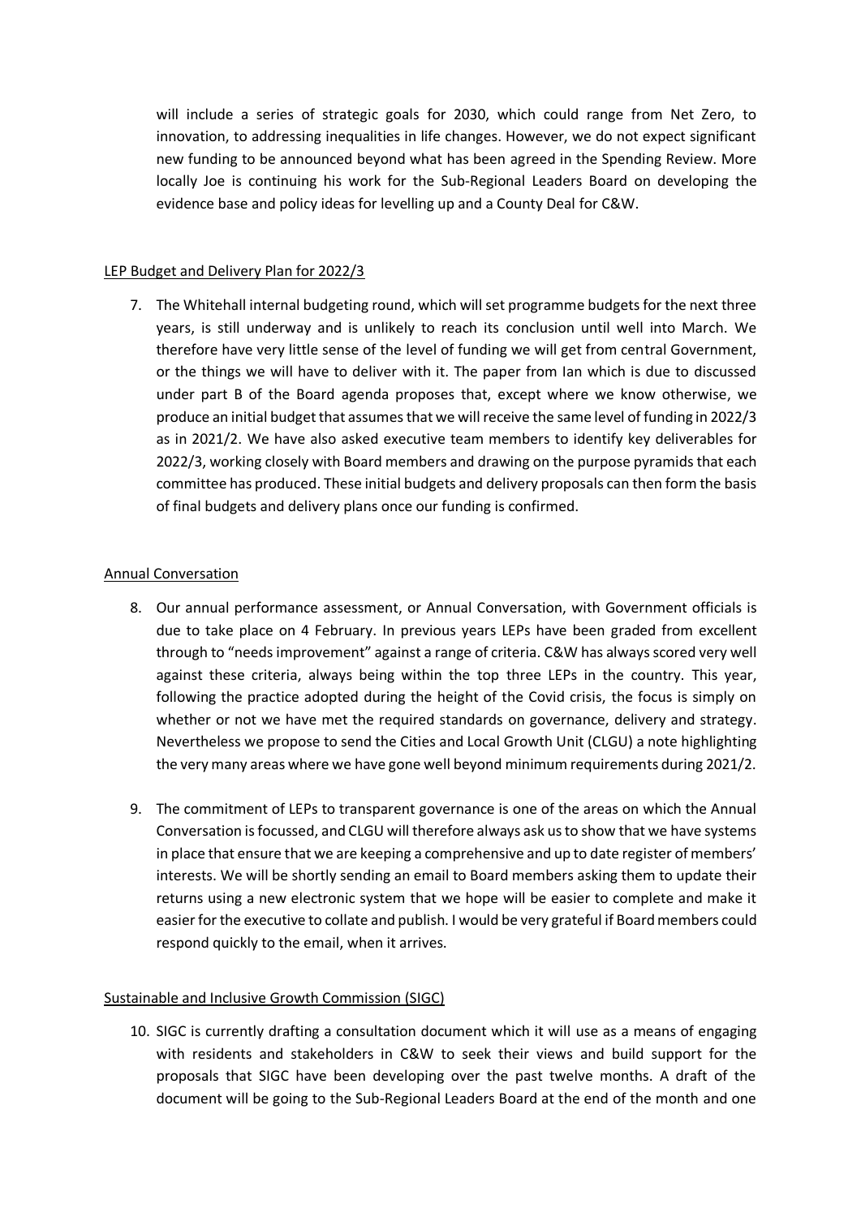will include a series of strategic goals for 2030, which could range from Net Zero, to innovation, to addressing inequalities in life changes. However, we do not expect significant new funding to be announced beyond what has been agreed in the Spending Review. More locally Joe is continuing his work for the Sub-Regional Leaders Board on developing the evidence base and policy ideas for levelling up and a County Deal for C&W.

<u>LEP Budget and Delivery Plan for 2022/3</u>

7. The Whitehall internal budgeting round, which will set programme budgets for the next three years, is still underway and is unlikely to reach its conclusion until well into March. We therefore have very little sense of the level of funding we will get from central Government, or the things we will have to deliver with it. The paper from Ian which is due to discussed under part B of the Board agenda proposes that, except where we know otherwise, we produce an initial budget that assumes that we will receive the same level of funding in 2022/3 as in 2021/2. We have also asked executive team members to identify key deliverables for 2022/3, working closely with Board members and drawing on the purpose pyramids that each committee has produced. These initial budgets and delivery proposals can then form the basis of final budgets and delivery plans once our funding is confirmed.

<u>Annual Conversation</u>

8. Our annual performance assessment, or Annual Conversation, with Government officials is due to take place on 4 February. In previous years LEPs have been graded from excellent through to "needs improvement" against a range of criteria. C&W has always scored very well against these criteria, always being within the top three LEPs in the country. This year, following the practice adopted during the height of the Covid crisis, the focus is simply on whether or not we have met the required standards on governance, delivery and strategy. Nevertheless we propose to send the Cities and Local Growth Unit (CLGU) a note highlighting the very many areas where we have gone well beyond minimum requirements during 2021/2.

9. The commitment of LEPs to transparent governance is one of the areas on which the Annual Conversation is focussed, and CLGU will therefore always ask us to show that we have systems in place that ensure that we are keeping a comprehensive and up to date register of members' interests. We will be shortly sending an email to Board members asking them to update their returns using a new electronic system that we hope will be easier to complete and make it easier for the executive to collate and publish. I would be very grateful if Board members could respond quickly to the email, when it arrives.

<u>Sustainable and Inclusive Growth Commission (SIGC)</u>

10. SIGC is currently drafting a consultation document which it will use as a means of engaging with residents and stakeholders in C&W to seek their views and build support for the proposals that SIGC have been developing over the past twelve months. A draft of the document will be going to the Sub-Regional Leaders Board at the end of the month and one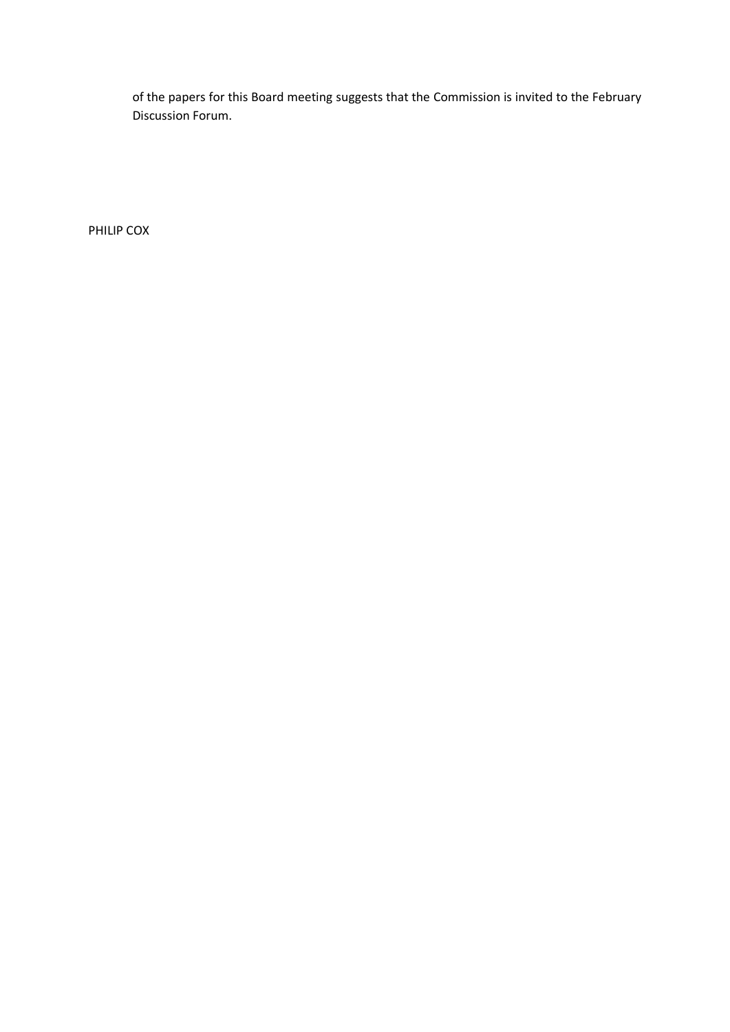of the papers for this Board meeting suggests that the Commission is invited to the February Discussion Forum.

PHILIP COX